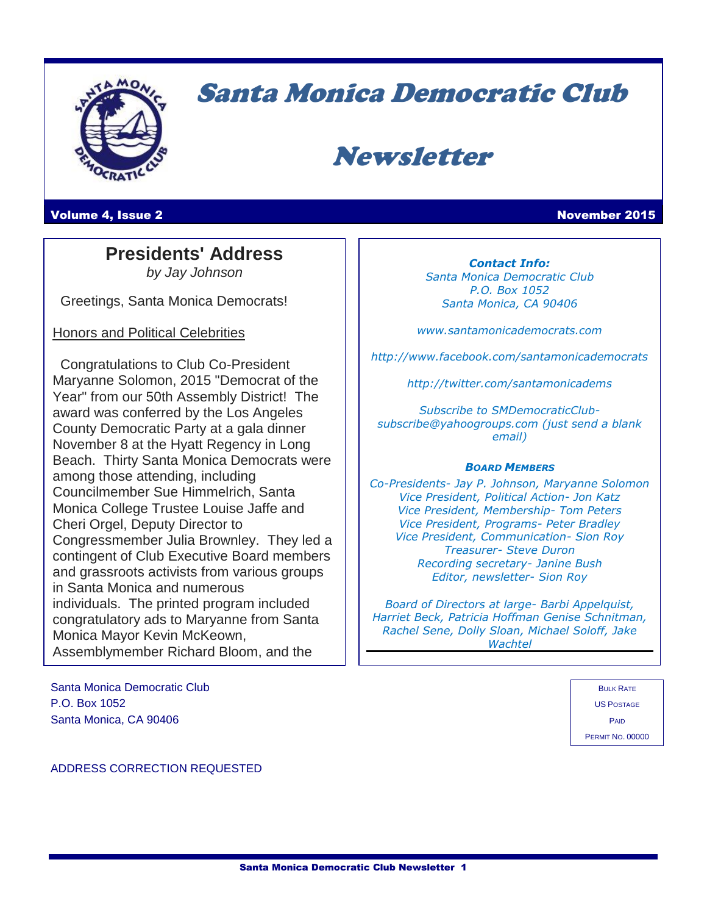# Santa Monica Democratic Club

# Newsletter

**Volume 4, Issue 2** **November 2015**

## Presidents' Address

*by Jay Johnson*

Greetings, Santa Monica Democrats!

Honors and Political Celebrities

Congratulations to Club Co-President Maryanne Solomon, 2015 "Democrat of the Year" from our 50th Assembly District! The award was conferred by the Los Angeles County Democratic Party at a gala dinner November 8 at the Hyatt Regency in Long Beach. Thirty Santa Monica Democrats were among those attending, including Councilmember Sue Himmelrich, Santa Monica College Trustee Louise Jaffe and Cheri Orgel, Deputy Director to Congressmember Julia Brownley. They led a contingent of Club Executive Board members and grassroots activists from various groups in Santa Monica and numerous individuals. The printed program included congratulatory ads to Maryanne from Santa Monica Mayor Kevin McKeown, Assemblymember Richard Bloom, and the

***Contact Info:***
*Santa Monica Democratic Club*
*P.O. Box 1052*
*Santa Monica, CA 90406*

*www.santamonicademocrats.com*

*http://www.facebook.com/santamonicademocrats*

*http://twitter.com/santamonicadems*

*Subscribe to SMDemocraticClub-subscribe@yahoogroups.com (just send a blank email)*

***BOARD MEMBERS***
*Co-Presidents- Jay P. Johnson, Maryanne Solomon*
*Vice President, Political Action- Jon Katz*
*Vice President, Membership- Tom Peters*
*Vice President, Programs- Peter Bradley*
*Vice President, Communication- Sion Roy*
*Treasurer- Steve Duron*
*Recording secretary- Janine Bush*
*Editor, newsletter- Sion Roy*

*Board of Directors at large- Barbi Appelquist, Harriet Beck, Patricia Hoffman Genise Schnitman, Rachel Sene, Dolly Sloan, Michael Soloff, Jake Wachtel*

Santa Monica Democratic Club
P.O. Box 1052
Santa Monica, CA 90406

BULK RATE
US POSTAGE
PAID
PERMIT NO. 00000

ADDRESS CORRECTION REQUESTED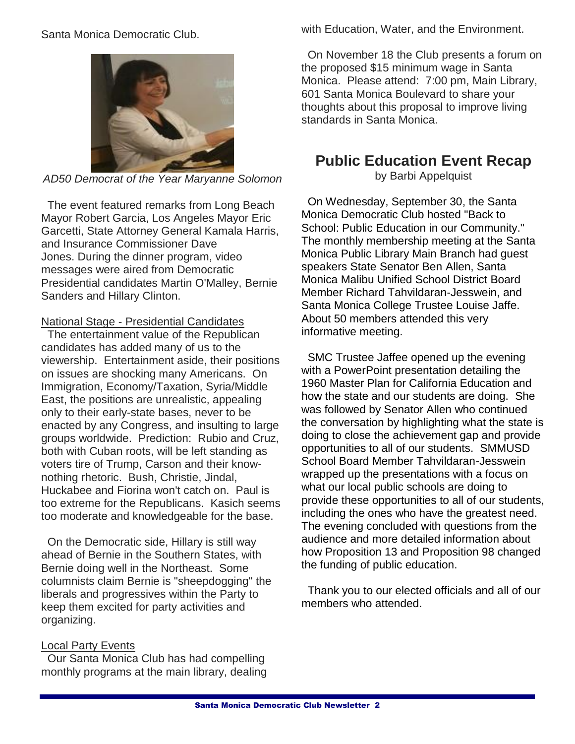Santa Monica Democratic Club.

*AD50 Democrat of the Year Maryanne Solomon*

The event featured remarks from Long Beach Mayor Robert Garcia, Los Angeles Mayor Eric Garcetti, State Attorney General Kamala Harris, and Insurance Commissioner Dave Jones. During the dinner program, video messages were aired from Democratic Presidential candidates Martin O'Malley, Bernie Sanders and Hillary Clinton.

National Stage - Presidential Candidates

The entertainment value of the Republican candidates has added many of us to the viewership. Entertainment aside, their positions on issues are shocking many Americans. On Immigration, Economy/Taxation, Syria/Middle East, the positions are unrealistic, appealing only to their early-state bases, never to be enacted by any Congress, and insulting to large groups worldwide. Prediction: Rubio and Cruz, both with Cuban roots, will be left standing as voters tire of Trump, Carson and their know-nothing rhetoric. Bush, Christie, Jindal, Huckabee and Fiorina won't catch on. Paul is too extreme for the Republicans. Kasich seems too moderate and knowledgeable for the base.

On the Democratic side, Hillary is still way ahead of Bernie in the Southern States, with Bernie doing well in the Northeast. Some columnists claim Bernie is "sheepdogging" the liberals and progressives within the Party to keep them excited for party activities and organizing.

Local Party Events

Our Santa Monica Club has had compelling monthly programs at the main library, dealing with Education, Water, and the Environment.

On November 18 the Club presents a forum on the proposed $15 minimum wage in Santa Monica. Please attend: 7:00 pm, Main Library, 601 Santa Monica Boulevard to share your thoughts about this proposal to improve living standards in Santa Monica.

## Public Education Event Recap

by Barbi Appelquist

On Wednesday, September 30, the Santa Monica Democratic Club hosted "Back to School: Public Education in our Community." The monthly membership meeting at the Santa Monica Public Library Main Branch had guest speakers State Senator Ben Allen, Santa Monica Malibu Unified School District Board Member Richard Tahvildaran-Jesswein, and Santa Monica College Trustee Louise Jaffe. About 50 members attended this very informative meeting.

SMC Trustee Jaffee opened up the evening with a PowerPoint presentation detailing the 1960 Master Plan for California Education and how the state and our students are doing. She was followed by Senator Allen who continued the conversation by highlighting what the state is doing to close the achievement gap and provide opportunities to all of our students. SMMUSD School Board Member Tahvildaran-Jesswein wrapped up the presentations with a focus on what our local public schools are doing to provide these opportunities to all of our students, including the ones who have the greatest need. The evening concluded with questions from the audience and more detailed information about how Proposition 13 and Proposition 98 changed the funding of public education.

Thank you to our elected officials and all of our members who attended.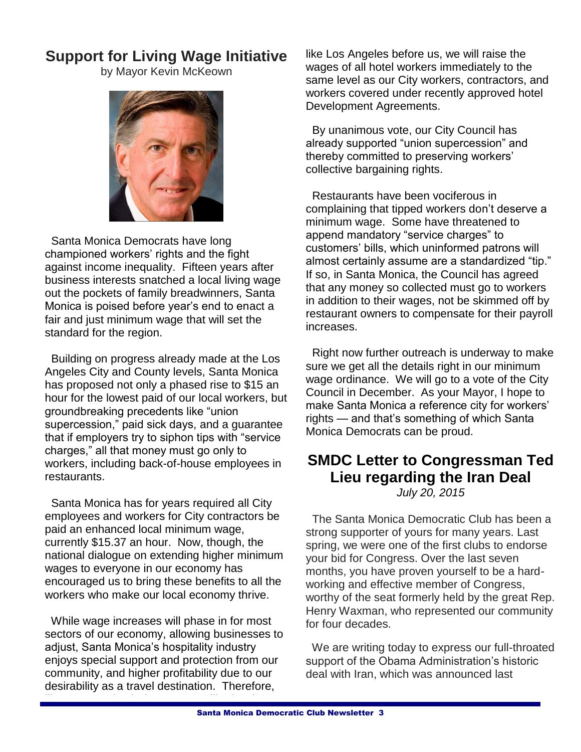## Support for Living Wage Initiative

by Mayor Kevin McKeown

Santa Monica Democrats have long championed workers' rights and the fight against income inequality. Fifteen years after business interests snatched a local living wage out the pockets of family breadwinners, Santa Monica is poised before year's end to enact a fair and just minimum wage that will set the standard for the region.

Building on progress already made at the Los Angeles City and County levels, Santa Monica has proposed not only a phased rise to $15 an hour for the lowest paid of our local workers, but groundbreaking precedents like "union supercession," paid sick days, and a guarantee that if employers try to siphon tips with "service charges," all that money must go only to workers, including back-of-house employees in restaurants.

Santa Monica has for years required all City employees and workers for City contractors be paid an enhanced local minimum wage, currently $15.37 an hour. Now, though, the national dialogue on extending higher minimum wages to everyone in our economy has encouraged us to bring these benefits to all the workers who make our local economy thrive.

While wage increases will phase in for most sectors of our economy, allowing businesses to adjust, Santa Monica's hospitality industry enjoys special support and protection from our community, and higher profitability due to our desirability as a travel destination. Therefore, like Los Angeles before us, we will raise the wages of all hotel workers immediately to the same level as our City workers, contractors, and workers covered under recently approved hotel Development Agreements.

By unanimous vote, our City Council has already supported "union supercession" and thereby committed to preserving workers' collective bargaining rights.

Restaurants have been vociferous in complaining that tipped workers don't deserve a minimum wage. Some have threatened to append mandatory "service charges" to customers' bills, which uninformed patrons will almost certainly assume are a standardized "tip." If so, in Santa Monica, the Council has agreed that any money so collected must go to workers in addition to their wages, not be skimmed off by restaurant owners to compensate for their payroll increases.

Right now further outreach is underway to make sure we get all the details right in our minimum wage ordinance. We will go to a vote of the City Council in December. As your Mayor, I hope to make Santa Monica a reference city for workers' rights — and that's something of which Santa Monica Democrats can be proud.

## SMDC Letter to Congressman Ted Lieu regarding the Iran Deal

*July 20, 2015*

The Santa Monica Democratic Club has been a strong supporter of yours for many years. Last spring, we were one of the first clubs to endorse your bid for Congress. Over the last seven months, you have proven yourself to be a hard-working and effective member of Congress, worthy of the seat formerly held by the great Rep. Henry Waxman, who represented our community for four decades.

We are writing today to express our full-throated support of the Obama Administration's historic deal with Iran, which was announced last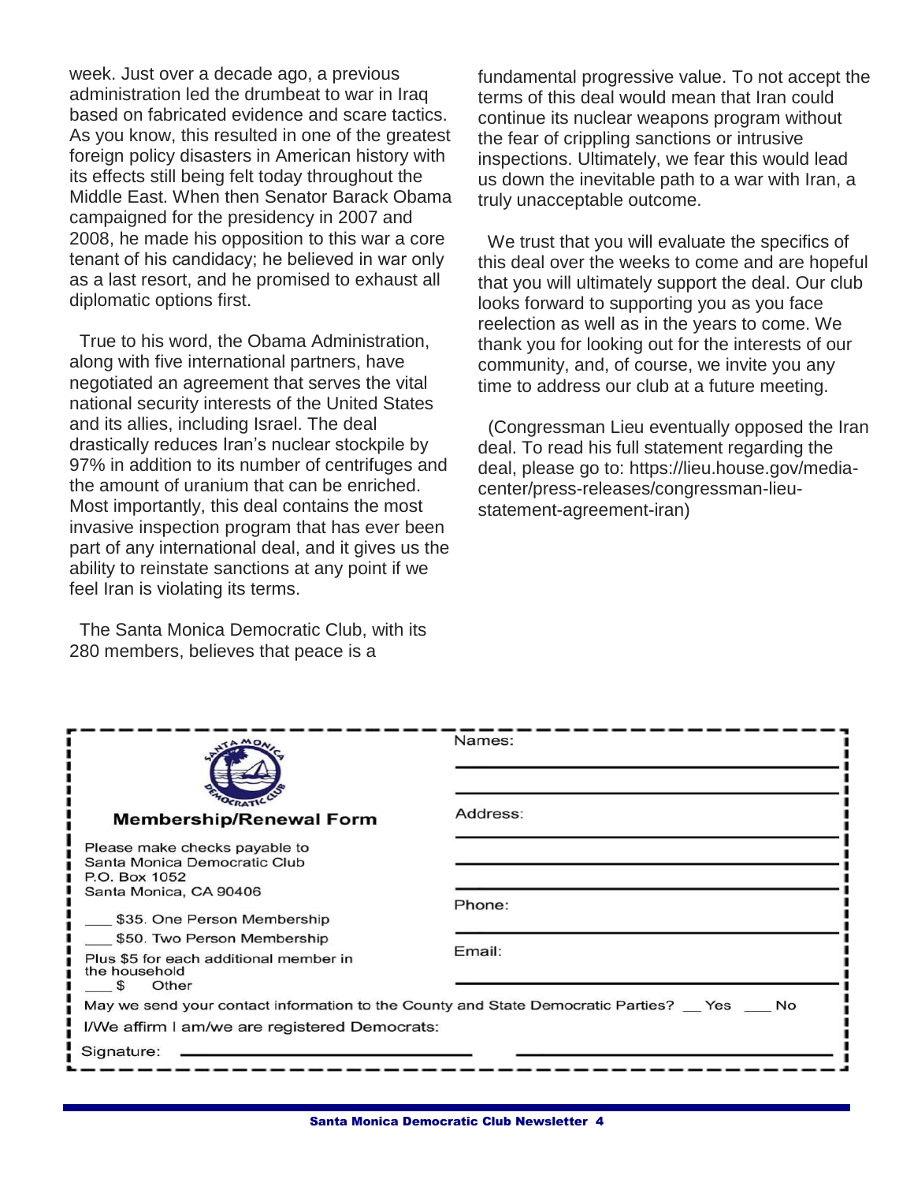week. Just over a decade ago, a previous administration led the drumbeat to war in Iraq based on fabricated evidence and scare tactics. As you know, this resulted in one of the greatest foreign policy disasters in American history with its effects still being felt today throughout the Middle East. When then Senator Barack Obama campaigned for the presidency in 2007 and 2008, he made his opposition to this war a core tenant of his candidacy; he believed in war only as a last resort, and he promised to exhaust all diplomatic options first.

True to his word, the Obama Administration, along with five international partners, have negotiated an agreement that serves the vital national security interests of the United States and its allies, including Israel. The deal drastically reduces Iran's nuclear stockpile by 97% in addition to its number of centrifuges and the amount of uranium that can be enriched. Most importantly, this deal contains the most invasive inspection program that has ever been part of any international deal, and it gives us the ability to reinstate sanctions at any point if we feel Iran is violating its terms.

The Santa Monica Democratic Club, with its 280 members, believes that peace is a fundamental progressive value. To not accept the terms of this deal would mean that Iran could continue its nuclear weapons program without the fear of crippling sanctions or intrusive inspections. Ultimately, we fear this would lead us down the inevitable path to a war with Iran, a truly unacceptable outcome.

We trust that you will evaluate the specifics of this deal over the weeks to come and are hopeful that you will ultimately support the deal. Our club looks forward to supporting you as you face reelection as well as in the years to come. We thank you for looking out for the interests of our community, and, of course, we invite you any time to address our club at a future meeting.

(Congressman Lieu eventually opposed the Iran deal. To read his full statement regarding the deal, please go to: https://lieu.house.gov/media-center/press-releases/congressman-lieu-statement-agreement-iran)

---

SANTA MONICA DEMOCRATIC CLUB

**Membership/Renewal Form**

Please make checks payable to
Santa Monica Democratic Club
P.O. Box 1052
Santa Monica, CA 90406

___ $35. One Person Membership

___ $50. Two Person Membership

Plus $5 for each additional member in the household

___ $ Other

Names: ______________________________

______________________________

Address: ______________________________

______________________________

______________________________

Phone: ______________________________

Email: ______________________________

May we send your contact information to the County and State Democratic Parties? __ Yes ___ No

I/We affirm I am/we are registered Democrats:

Signature: ______________________________ ______________________________